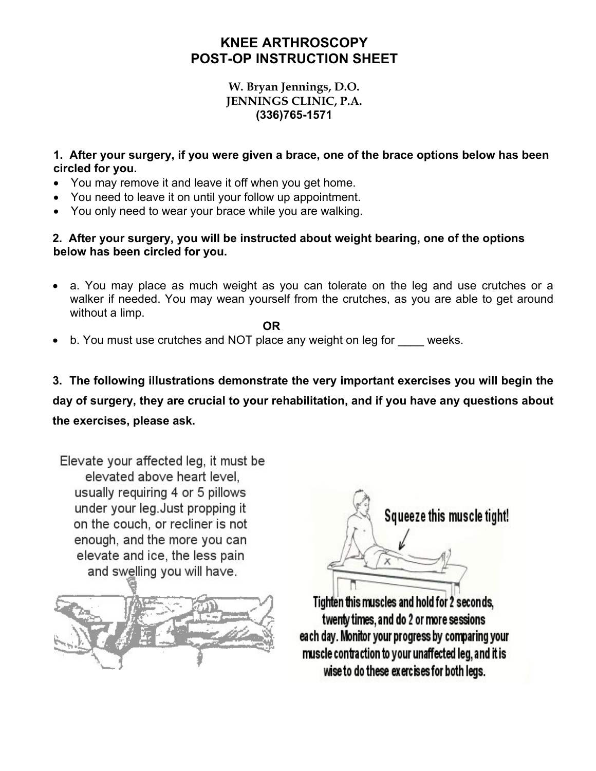# KNEE ARTHROSCOPY
# POST-OP INSTRUCTION SHEET

**W. Bryan Jennings, D.O.**
**JENNINGS CLINIC, P.A.**
**(336)765-1571**

**1. After your surgery, if you were given a brace, one of the brace options below has been circled for you.**

- You may remove it and leave it off when you get home.
- You need to leave it on until your follow up appointment.
- You only need to wear your brace while you are walking.

**2. After your surgery, you will be instructed about weight bearing, one of the options below has been circled for you.**

- a. You may place as much weight as you can tolerate on the leg and use crutches or a walker if needed. You may wean yourself from the crutches, as you are able to get around without a limp.

**OR**

- b. You must use crutches and NOT place any weight on leg for ____ weeks.

**3. The following illustrations demonstrate the very important exercises you will begin the day of surgery, they are crucial to your rehabilitation, and if you have any questions about the exercises, please ask.**

Elevate your affected leg, it must be elevated above heart level, usually requiring 4 or 5 pillows under your leg. Just propping it on the couch, or recliner is not enough, and the more you can elevate and ice, the less pain and swelling you will have.

Squeeze this muscle tight!

Tighten this muscles and hold for 2 seconds, twenty times, and do 2 or more sessions each day. Monitor your progress by comparing your muscle contraction to your unaffected leg, and it is wise to do these exercises for both legs.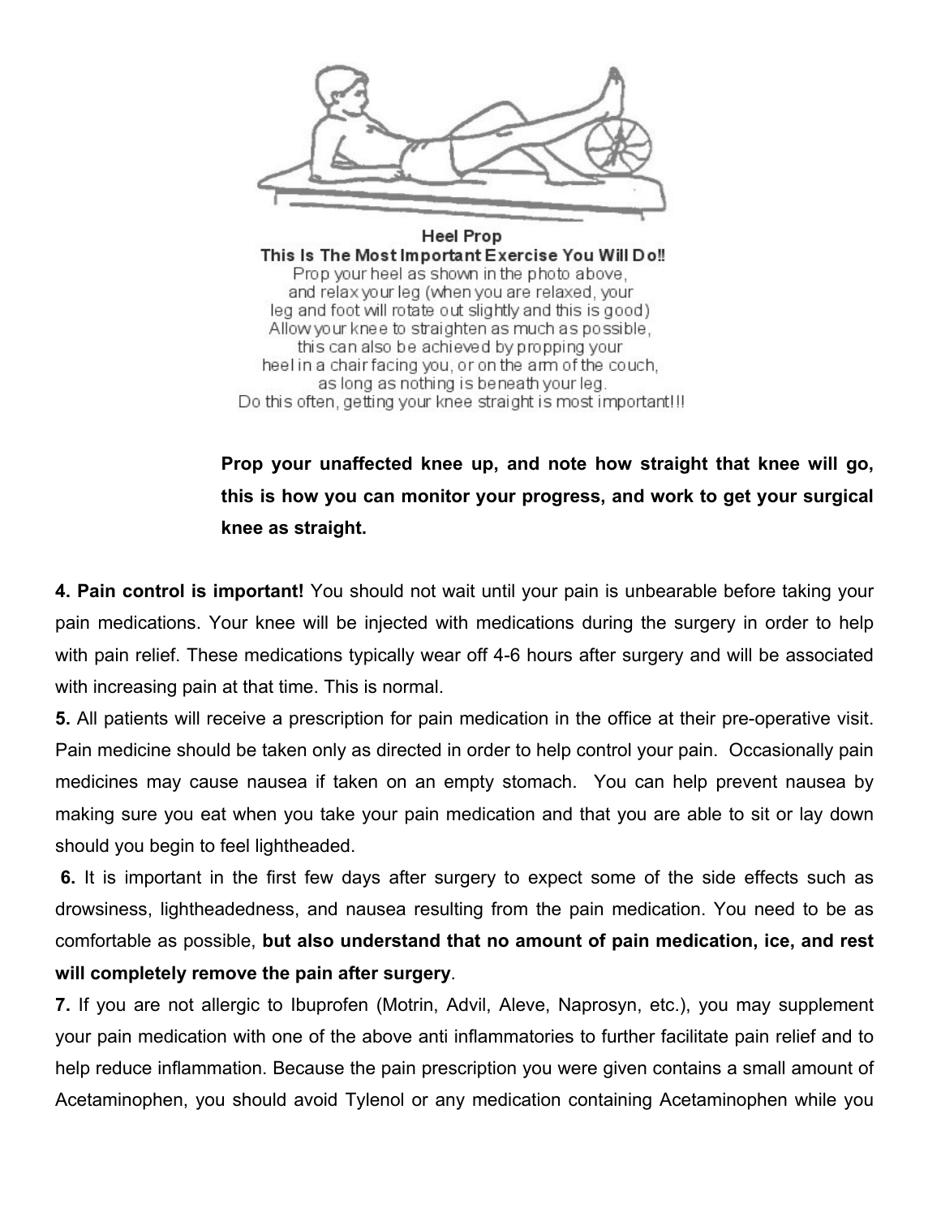**Heel Prop**
**This Is The Most Important Exercise You Will Do!!**
Prop your heel as shown in the photo above,
and relax your leg (when you are relaxed, your
leg and foot will rotate out slightly and this is good)
Allow your knee to straighten as much as possible,
this can also be achieved by propping your
heel in a chair facing you, or on the arm of the couch,
as long as nothing is beneath your leg.
Do this often, getting your knee straight is most important!!!

**Prop your unaffected knee up, and note how straight that knee will go, this is how you can monitor your progress, and work to get your surgical knee as straight.**

**4. Pain control is important!** You should not wait until your pain is unbearable before taking your pain medications. Your knee will be injected with medications during the surgery in order to help with pain relief. These medications typically wear off 4-6 hours after surgery and will be associated with increasing pain at that time. This is normal.

**5.** All patients will receive a prescription for pain medication in the office at their pre-operative visit. Pain medicine should be taken only as directed in order to help control your pain. Occasionally pain medicines may cause nausea if taken on an empty stomach. You can help prevent nausea by making sure you eat when you take your pain medication and that you are able to sit or lay down should you begin to feel lightheaded.

**6.** It is important in the first few days after surgery to expect some of the side effects such as drowsiness, lightheadedness, and nausea resulting from the pain medication. You need to be as comfortable as possible, **but also understand that no amount of pain medication, ice, and rest will completely remove the pain after surgery**.

**7.** If you are not allergic to Ibuprofen (Motrin, Advil, Aleve, Naprosyn, etc.), you may supplement your pain medication with one of the above anti inflammatories to further facilitate pain relief and to help reduce inflammation. Because the pain prescription you were given contains a small amount of Acetaminophen, you should avoid Tylenol or any medication containing Acetaminophen while you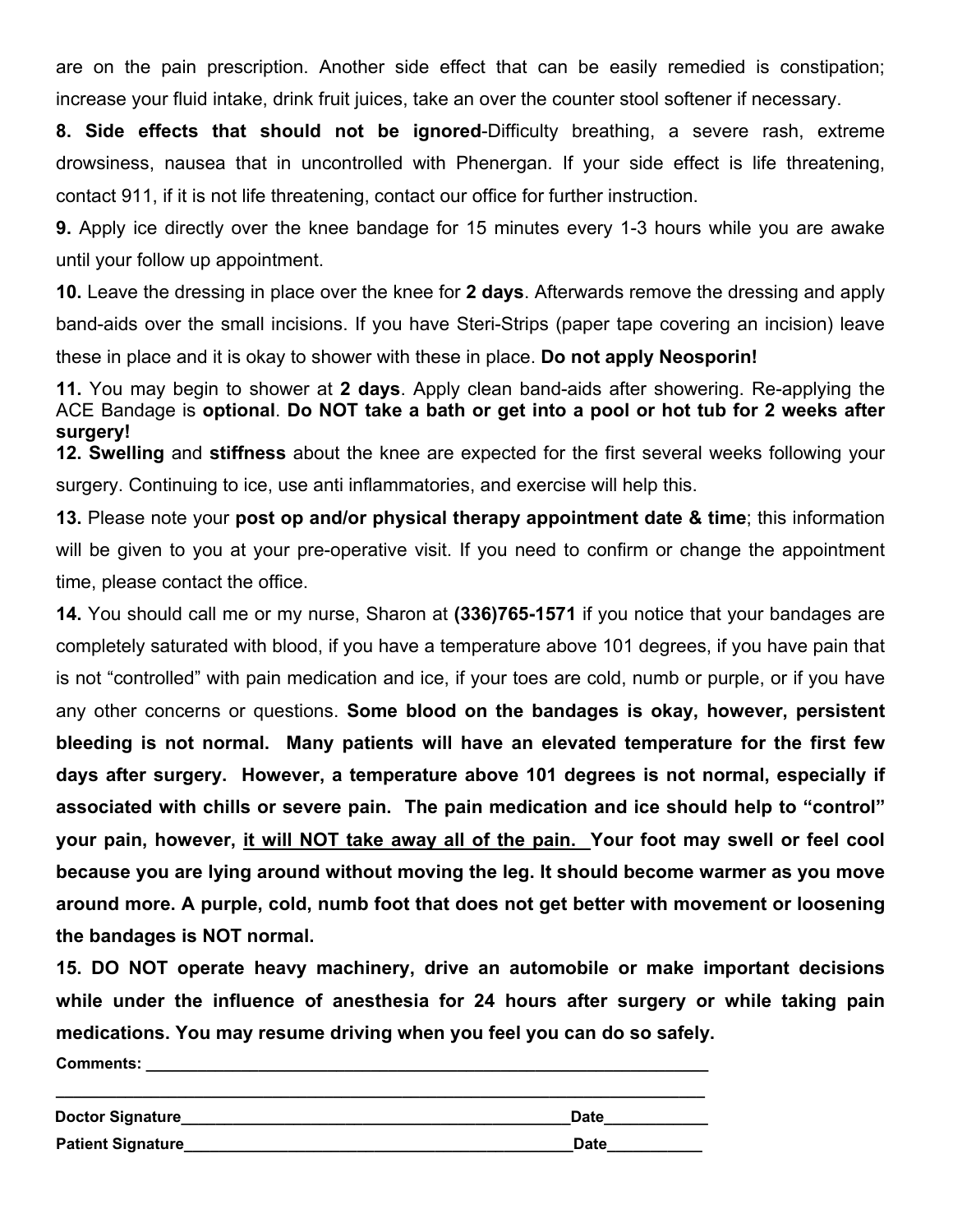are on the pain prescription. Another side effect that can be easily remedied is constipation; increase your fluid intake, drink fruit juices, take an over the counter stool softener if necessary.

**8. Side effects that should not be ignored**-Difficulty breathing, a severe rash, extreme drowsiness, nausea that in uncontrolled with Phenergan. If your side effect is life threatening, contact 911, if it is not life threatening, contact our office for further instruction.

**9.** Apply ice directly over the knee bandage for 15 minutes every 1-3 hours while you are awake until your follow up appointment.

**10.** Leave the dressing in place over the knee for **2 days**. Afterwards remove the dressing and apply band-aids over the small incisions. If you have Steri-Strips (paper tape covering an incision) leave these in place and it is okay to shower with these in place. **Do not apply Neosporin!**

**11.** You may begin to shower at **2 days**. Apply clean band-aids after showering. Re-applying the ACE Bandage is **optional**. **Do NOT take a bath or get into a pool or hot tub for 2 weeks after surgery!**

**12. Swelling** and **stiffness** about the knee are expected for the first several weeks following your surgery. Continuing to ice, use anti inflammatories, and exercise will help this.

**13.** Please note your **post op and/or physical therapy appointment date & time**; this information will be given to you at your pre-operative visit. If you need to confirm or change the appointment time, please contact the office.

**14.** You should call me or my nurse, Sharon at **(336)765-1571** if you notice that your bandages are completely saturated with blood, if you have a temperature above 101 degrees, if you have pain that is not "controlled" with pain medication and ice, if your toes are cold, numb or purple, or if you have any other concerns or questions. **Some blood on the bandages is okay, however, persistent bleeding is not normal. Many patients will have an elevated temperature for the first few days after surgery. However, a temperature above 101 degrees is not normal, especially if associated with chills or severe pain. The pain medication and ice should help to "control" your pain, however, <u>it will NOT take away all of the pain.</u> Your foot may swell or feel cool because you are lying around without moving the leg. It should become warmer as you move around more. A purple, cold, numb foot that does not get better with movement or loosening the bandages is NOT normal.**

**15. DO NOT operate heavy machinery, drive an automobile or make important decisions while under the influence of anesthesia for 24 hours after surgery or while taking pain medications. You may resume driving when you feel you can do so safely.**

**Comments:** ________________________________________________________________

______________________________________________________________________________

**Doctor Signature**____________________________________________**Date**___________

**Patient Signature**____________________________________________**Date**___________